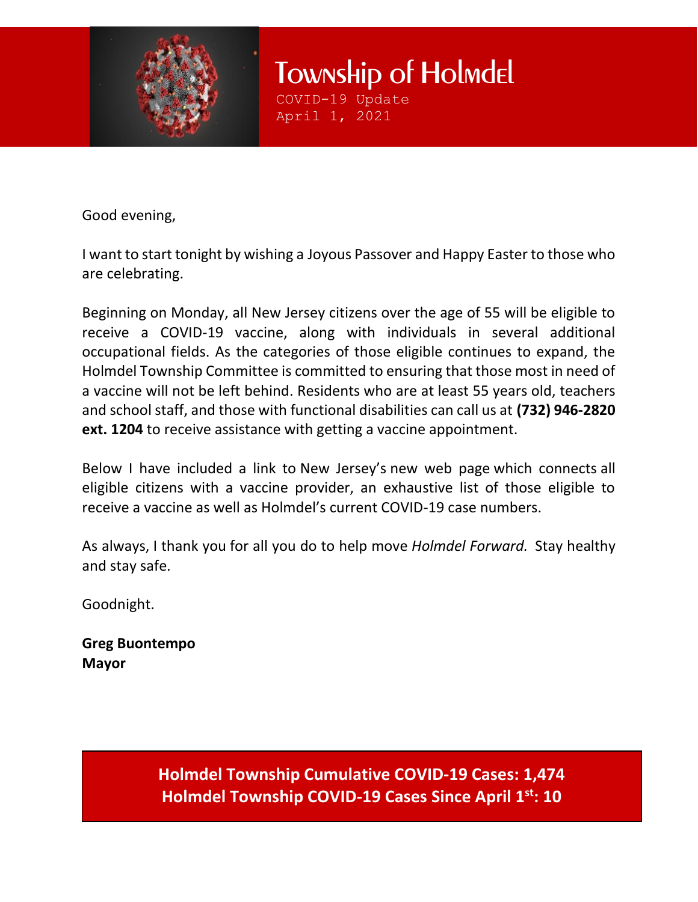# Township of Holmdel

COVID-19 Update
April 1, 2021

Good evening,

I want to start tonight by wishing a Joyous Passover and Happy Easter to those who are celebrating.

Beginning on Monday, all New Jersey citizens over the age of 55 will be eligible to receive a COVID-19 vaccine, along with individuals in several additional occupational fields. As the categories of those eligible continues to expand, the Holmdel Township Committee is committed to ensuring that those most in need of a vaccine will not be left behind. Residents who are at least 55 years old, teachers and school staff, and those with functional disabilities can call us at **(732) 946-2820 ext. 1204** to receive assistance with getting a vaccine appointment.

Below I have included a link to New Jersey's new web page which connects all eligible citizens with a vaccine provider, an exhaustive list of those eligible to receive a vaccine as well as Holmdel's current COVID-19 case numbers.

As always, I thank you for all you do to help move *Holmdel Forward.* Stay healthy and stay safe.

Goodnight.

**Greg Buontempo**
**Mayor**

**Holmdel Township Cumulative COVID-19 Cases: 1,474**
**Holmdel Township COVID-19 Cases Since April 1st: 10**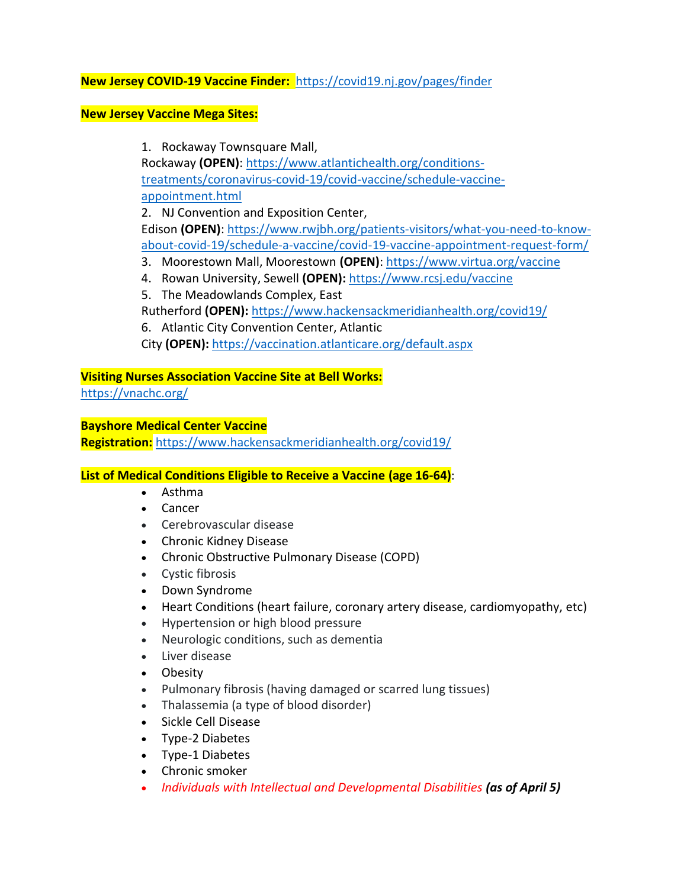**New Jersey COVID-19 Vaccine Finder:** https://covid19.nj.gov/pages/finder

**New Jersey Vaccine Mega Sites:**

1. Rockaway Townsquare Mall, Rockaway **(OPEN)**: https://www.atlantichealth.org/conditions-treatments/coronavirus-covid-19/covid-vaccine/schedule-vaccine-appointment.html
2. NJ Convention and Exposition Center, Edison **(OPEN)**: https://www.rwjbh.org/patients-visitors/what-you-need-to-know-about-covid-19/schedule-a-vaccine/covid-19-vaccine-appointment-request-form/
3. Moorestown Mall, Moorestown **(OPEN)**: https://www.virtua.org/vaccine
4. Rowan University, Sewell **(OPEN):** https://www.rcsj.edu/vaccine
5. The Meadowlands Complex, East Rutherford **(OPEN):** https://www.hackensackmeridianhealth.org/covid19/
6. Atlantic City Convention Center, Atlantic City **(OPEN):** https://vaccination.atlanticare.org/default.aspx

**Visiting Nurses Association Vaccine Site at Bell Works:**
https://vnachc.org/

**Bayshore Medical Center Vaccine Registration:** https://www.hackensackmeridianhealth.org/covid19/

**List of Medical Conditions Eligible to Receive a Vaccine (age 16-64)**:

- Asthma
- Cancer
- Cerebrovascular disease
- Chronic Kidney Disease
- Chronic Obstructive Pulmonary Disease (COPD)
- Cystic fibrosis
- Down Syndrome
- Heart Conditions (heart failure, coronary artery disease, cardiomyopathy, etc)
- Hypertension or high blood pressure
- Neurologic conditions, such as dementia
- Liver disease
- Obesity
- Pulmonary fibrosis (having damaged or scarred lung tissues)
- Thalassemia (a type of blood disorder)
- Sickle Cell Disease
- Type-2 Diabetes
- Type-1 Diabetes
- Chronic smoker
- *Individuals with Intellectual and Developmental Disabilities* ***(as of April 5)***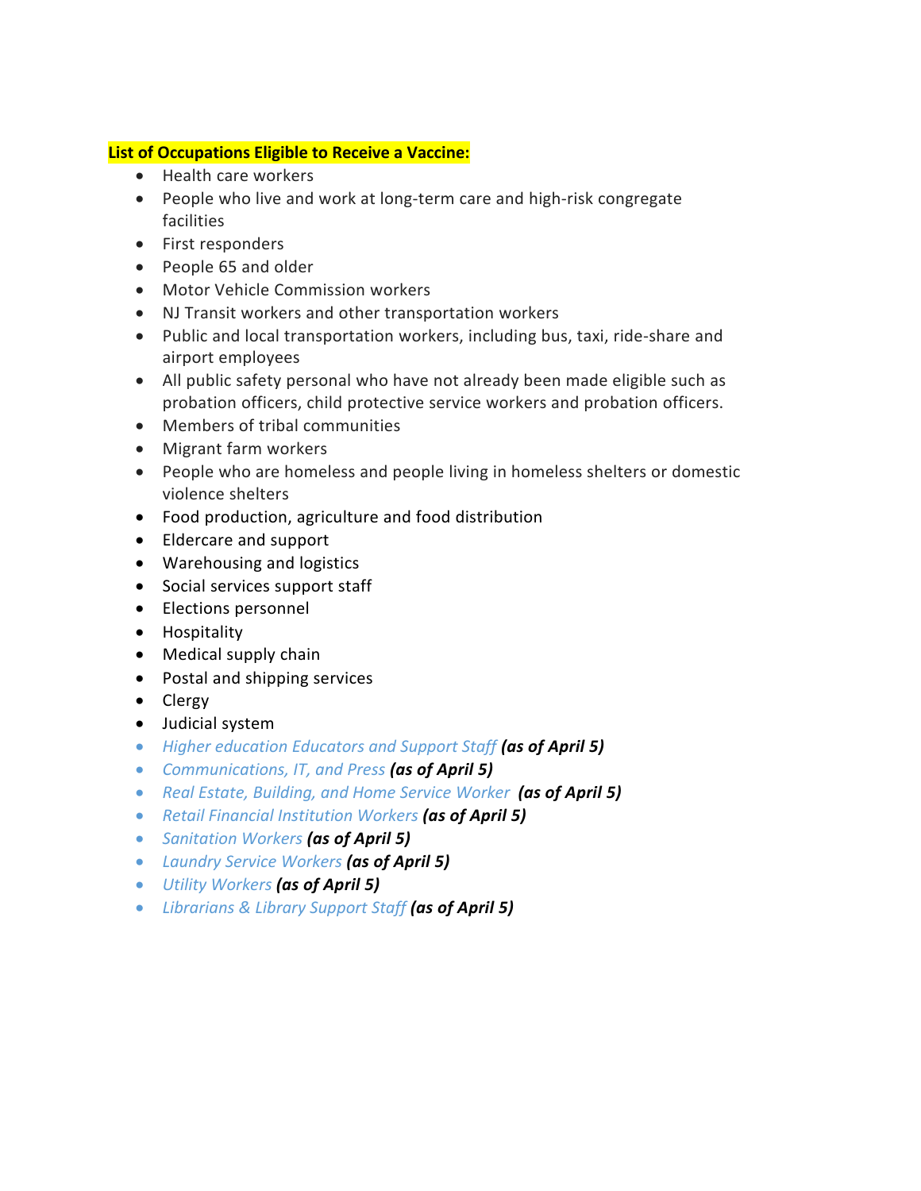**List of Occupations Eligible to Receive a Vaccine:**

- Health care workers
- People who live and work at long-term care and high-risk congregate facilities
- First responders
- People 65 and older
- Motor Vehicle Commission workers
- NJ Transit workers and other transportation workers
- Public and local transportation workers, including bus, taxi, ride-share and airport employees
- All public safety personal who have not already been made eligible such as probation officers, child protective service workers and probation officers.
- Members of tribal communities
- Migrant farm workers
- People who are homeless and people living in homeless shelters or domestic violence shelters
- Food production, agriculture and food distribution
- Eldercare and support
- Warehousing and logistics
- Social services support staff
- Elections personnel
- Hospitality
- Medical supply chain
- Postal and shipping services
- Clergy
- Judicial system
- *Higher education Educators and Support Staff* ***(as of April 5)***
- *Communications, IT, and Press* ***(as of April 5)***
- *Real Estate, Building, and Home Service Worker* ***(as of April 5)***
- *Retail Financial Institution Workers* ***(as of April 5)***
- *Sanitation Workers* ***(as of April 5)***
- *Laundry Service Workers* ***(as of April 5)***
- *Utility Workers* ***(as of April 5)***
- *Librarians & Library Support Staff* ***(as of April 5)***